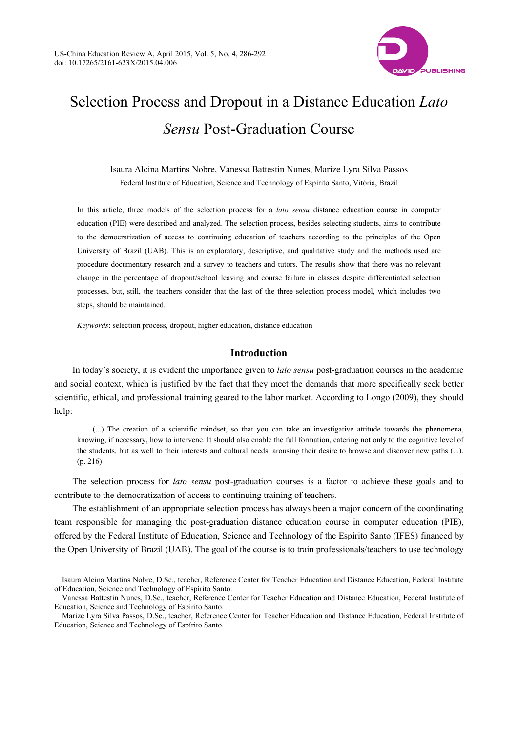# Selection Process and Dropout in a Distance Education *Lato Sensu* Post-Graduation Course

Isaura Alcina Martins Nobre, Vanessa Battestin Nunes, Marize Lyra Silva Passos

Federal Institute of Education, Science and Technology of Espírito Santo, Vitória, Brazil

In this article, three models of the selection process for a *lato sensu* distance education course in computer education (PIE) were described and analyzed. The selection process, besides selecting students, aims to contribute to the democratization of access to continuing education of teachers according to the principles of the Open University of Brazil (UAB). This is an exploratory, descriptive, and qualitative study and the methods used are procedure documentary research and a survey to teachers and tutors. The results show that there was no relevant change in the percentage of dropout/school leaving and course failure in classes despite differentiated selection processes, but, still, the teachers consider that the last of the three selection process model, which includes two steps, should be maintained.

*Keywords*: selection process, dropout, higher education, distance education

## Introduction

In today's society, it is evident the importance given to *lato sensu* post-graduation courses in the academic and social context, which is justified by the fact that they meet the demands that more specifically seek better scientific, ethical, and professional training geared to the labor market. According to Longo (2009), they should help:

> (...) The creation of a scientific mindset, so that you can take an investigative attitude towards the phenomena, knowing, if necessary, how to intervene. It should also enable the full formation, catering not only to the cognitive level of the students, but as well to their interests and cultural needs, arousing their desire to browse and discover new paths (...). (p. 216)

The selection process for *lato sensu* post-graduation courses is a factor to achieve these goals and to contribute to the democratization of access to continuing training of teachers.

The establishment of an appropriate selection process has always been a major concern of the coordinating team responsible for managing the post-graduation distance education course in computer education (PIE), offered by the Federal Institute of Education, Science and Technology of the Espírito Santo (IFES) financed by the Open University of Brazil (UAB). The goal of the course is to train professionals/teachers to use technology

---

Isaura Alcina Martins Nobre, D.Sc., teacher, Reference Center for Teacher Education and Distance Education, Federal Institute of Education, Science and Technology of Espírito Santo.

Vanessa Battestin Nunes, D.Sc., teacher, Reference Center for Teacher Education and Distance Education, Federal Institute of Education, Science and Technology of Espírito Santo.

Marize Lyra Silva Passos, D.Sc., teacher, Reference Center for Teacher Education and Distance Education, Federal Institute of Education, Science and Technology of Espírito Santo.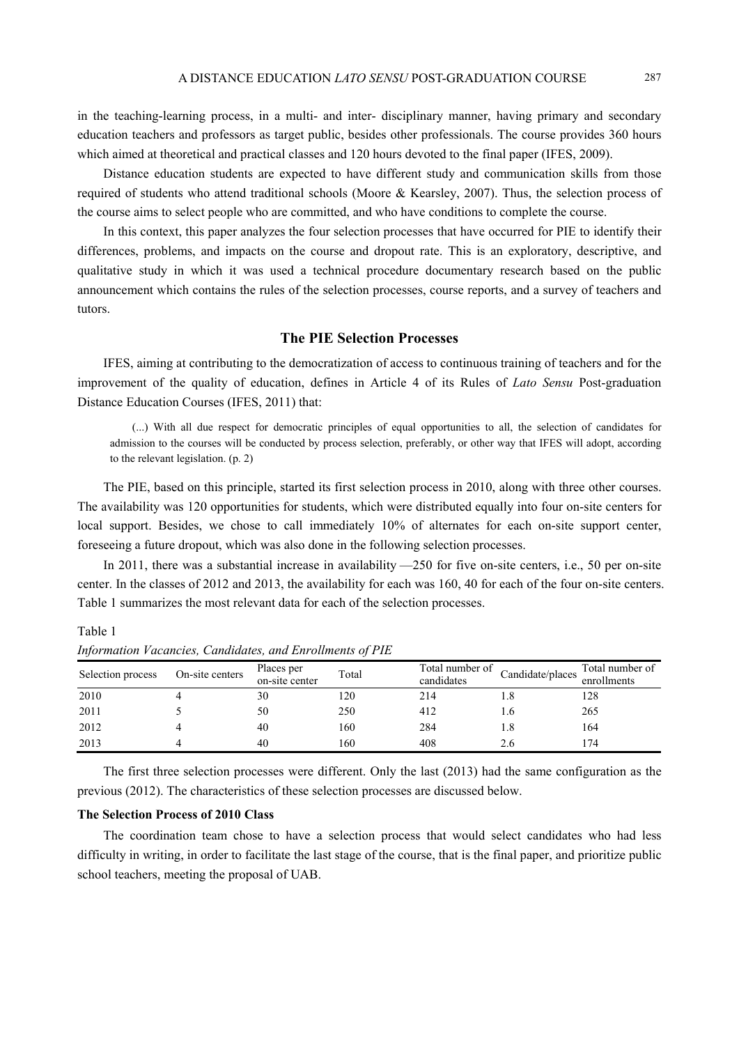in the teaching-learning process, in a multi- and inter- disciplinary manner, having primary and secondary education teachers and professors as target public, besides other professionals. The course provides 360 hours which aimed at theoretical and practical classes and 120 hours devoted to the final paper (IFES, 2009).

Distance education students are expected to have different study and communication skills from those required of students who attend traditional schools (Moore & Kearsley, 2007). Thus, the selection process of the course aims to select people who are committed, and who have conditions to complete the course.

In this context, this paper analyzes the four selection processes that have occurred for PIE to identify their differences, problems, and impacts on the course and dropout rate. This is an exploratory, descriptive, and qualitative study in which it was used a technical procedure documentary research based on the public announcement which contains the rules of the selection processes, course reports, and a survey of teachers and tutors.

## The PIE Selection Processes

IFES, aiming at contributing to the democratization of access to continuous training of teachers and for the improvement of the quality of education, defines in Article 4 of its Rules of *Lato Sensu* Post-graduation Distance Education Courses (IFES, 2011) that:

> (...) With all due respect for democratic principles of equal opportunities to all, the selection of candidates for admission to the courses will be conducted by process selection, preferably, or other way that IFES will adopt, according to the relevant legislation. (p. 2)

The PIE, based on this principle, started its first selection process in 2010, along with three other courses. The availability was 120 opportunities for students, which were distributed equally into four on-site centers for local support. Besides, we chose to call immediately 10% of alternates for each on-site support center, foreseeing a future dropout, which was also done in the following selection processes.

In 2011, there was a substantial increase in availability —250 for five on-site centers, i.e., 50 per on-site center. In the classes of 2012 and 2013, the availability for each was 160, 40 for each of the four on-site centers. Table 1 summarizes the most relevant data for each of the selection processes.

Table 1
*Information Vacancies, Candidates, and Enrollments of PIE*

| Selection process | On-site centers | Places per on-site center | Total | Total number of candidates | Candidate/places | Total number of enrollments |
|---|---|---|---|---|---|---|
| 2010 | 4 | 30 | 120 | 214 | 1.8 | 128 |
| 2011 | 5 | 50 | 250 | 412 | 1.6 | 265 |
| 2012 | 4 | 40 | 160 | 284 | 1.8 | 164 |
| 2013 | 4 | 40 | 160 | 408 | 2.6 | 174 |

The first three selection processes were different. Only the last (2013) had the same configuration as the previous (2012). The characteristics of these selection processes are discussed below.

### The Selection Process of 2010 Class

The coordination team chose to have a selection process that would select candidates who had less difficulty in writing, in order to facilitate the last stage of the course, that is the final paper, and prioritize public school teachers, meeting the proposal of UAB.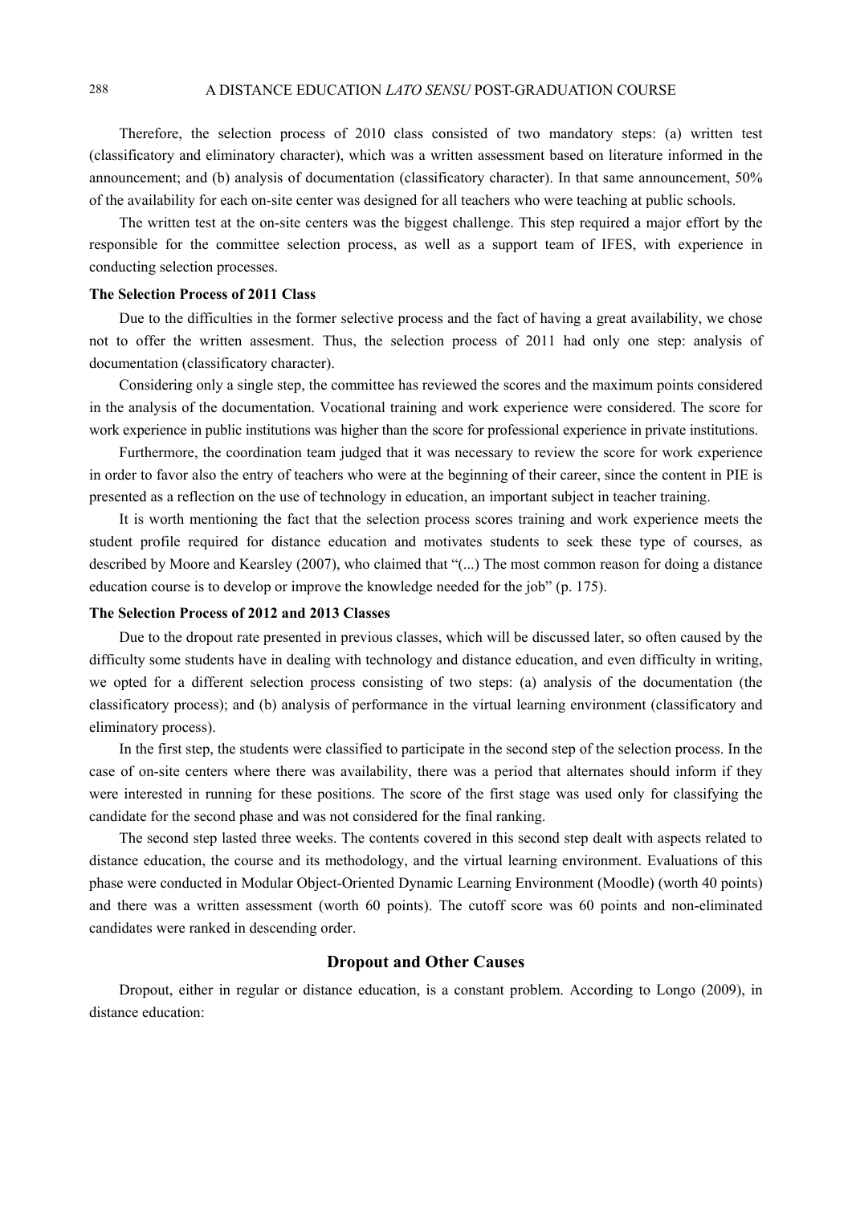Therefore, the selection process of 2010 class consisted of two mandatory steps: (a) written test (classificatory and eliminatory character), which was a written assessment based on literature informed in the announcement; and (b) analysis of documentation (classificatory character). In that same announcement, 50% of the availability for each on-site center was designed for all teachers who were teaching at public schools.

The written test at the on-site centers was the biggest challenge. This step required a major effort by the responsible for the committee selection process, as well as a support team of IFES, with experience in conducting selection processes.

### The Selection Process of 2011 Class

Due to the difficulties in the former selective process and the fact of having a great availability, we chose not to offer the written assesment. Thus, the selection process of 2011 had only one step: analysis of documentation (classificatory character).

Considering only a single step, the committee has reviewed the scores and the maximum points considered in the analysis of the documentation. Vocational training and work experience were considered. The score for work experience in public institutions was higher than the score for professional experience in private institutions.

Furthermore, the coordination team judged that it was necessary to review the score for work experience in order to favor also the entry of teachers who were at the beginning of their career, since the content in PIE is presented as a reflection on the use of technology in education, an important subject in teacher training.

It is worth mentioning the fact that the selection process scores training and work experience meets the student profile required for distance education and motivates students to seek these type of courses, as described by Moore and Kearsley (2007), who claimed that "(...) The most common reason for doing a distance education course is to develop or improve the knowledge needed for the job" (p. 175).

### The Selection Process of 2012 and 2013 Classes

Due to the dropout rate presented in previous classes, which will be discussed later, so often caused by the difficulty some students have in dealing with technology and distance education, and even difficulty in writing, we opted for a different selection process consisting of two steps: (a) analysis of the documentation (the classificatory process); and (b) analysis of performance in the virtual learning environment (classificatory and eliminatory process).

In the first step, the students were classified to participate in the second step of the selection process. In the case of on-site centers where there was availability, there was a period that alternates should inform if they were interested in running for these positions. The score of the first stage was used only for classifying the candidate for the second phase and was not considered for the final ranking.

The second step lasted three weeks. The contents covered in this second step dealt with aspects related to distance education, the course and its methodology, and the virtual learning environment. Evaluations of this phase were conducted in Modular Object-Oriented Dynamic Learning Environment (Moodle) (worth 40 points) and there was a written assessment (worth 60 points). The cutoff score was 60 points and non-eliminated candidates were ranked in descending order.

## Dropout and Other Causes

Dropout, either in regular or distance education, is a constant problem. According to Longo (2009), in distance education: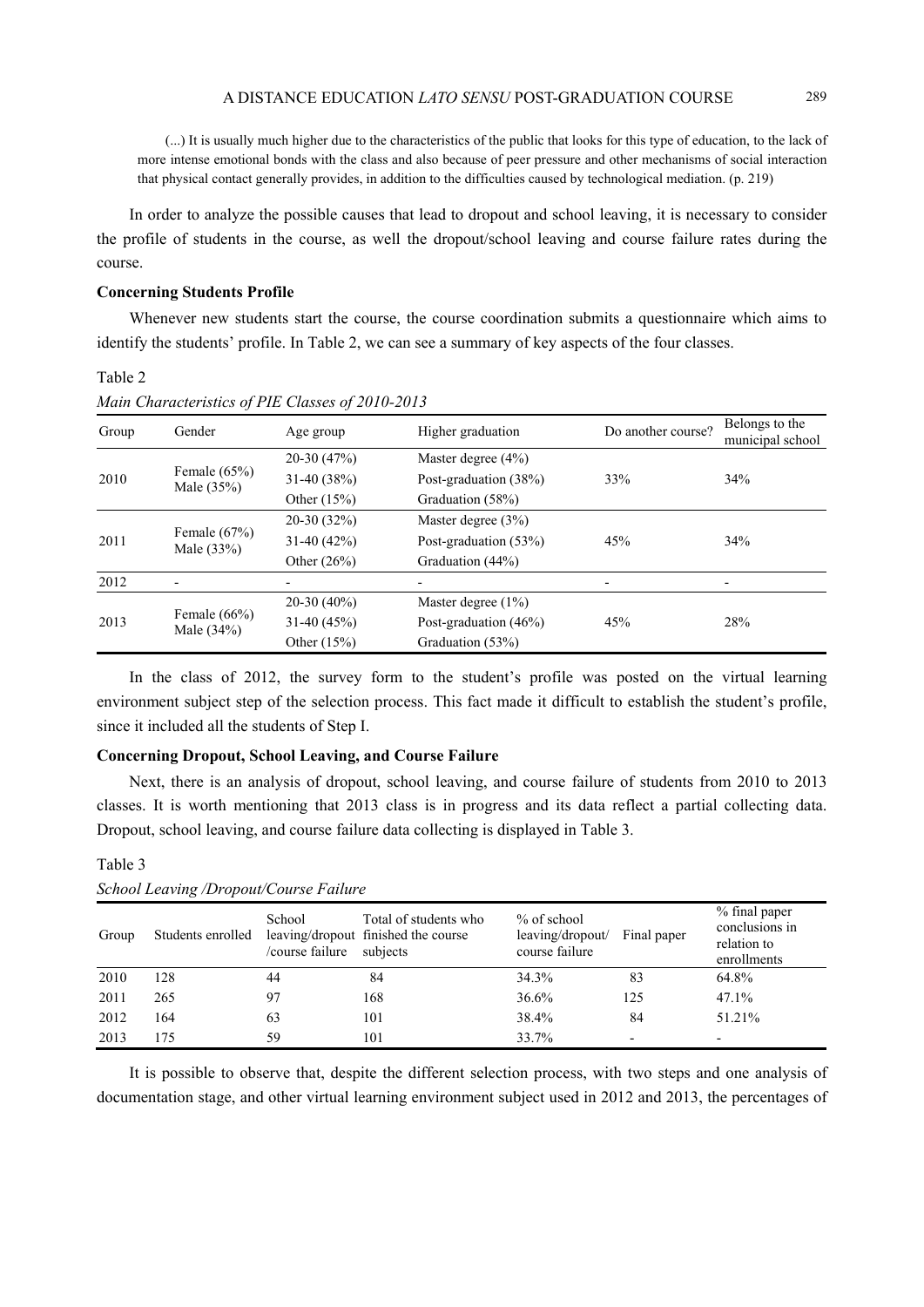(...) It is usually much higher due to the characteristics of the public that looks for this type of education, to the lack of more intense emotional bonds with the class and also because of peer pressure and other mechanisms of social interaction that physical contact generally provides, in addition to the difficulties caused by technological mediation. (p. 219)

In order to analyze the possible causes that lead to dropout and school leaving, it is necessary to consider the profile of students in the course, as well the dropout/school leaving and course failure rates during the course.

**Concerning Students Profile**

Whenever new students start the course, the course coordination submits a questionnaire which aims to identify the students' profile. In Table 2, we can see a summary of key aspects of the four classes.

Table 2

*Main Characteristics of PIE Classes of 2010-2013*

| Group | Gender | Age group | Higher graduation | Do another course? | Belongs to the municipal school |
|---|---|---|---|---|---|
| 2010 | Female (65%)<br>Male (35%) | 20-30 (47%)<br>31-40 (38%)<br>Other (15%) | Master degree (4%)<br>Post-graduation (38%)<br>Graduation (58%) | 33% | 34% |
| 2011 | Female (67%)<br>Male (33%) | 20-30 (32%)<br>31-40 (42%)<br>Other (26%) | Master degree (3%)<br>Post-graduation (53%)<br>Graduation (44%) | 45% | 34% |
| 2012 | - | - | - | - | - |
| 2013 | Female (66%)<br>Male (34%) | 20-30 (40%)<br>31-40 (45%)<br>Other (15%) | Master degree (1%)<br>Post-graduation (46%)<br>Graduation (53%) | 45% | 28% |

In the class of 2012, the survey form to the student's profile was posted on the virtual learning environment subject step of the selection process. This fact made it difficult to establish the student's profile, since it included all the students of Step I.

**Concerning Dropout, School Leaving, and Course Failure**

Next, there is an analysis of dropout, school leaving, and course failure of students from 2010 to 2013 classes. It is worth mentioning that 2013 class is in progress and its data reflect a partial collecting data. Dropout, school leaving, and course failure data collecting is displayed in Table 3.

Table 3

*School Leaving /Dropout/Course Failure*

| Group | Students enrolled | School leaving/dropout /course failure | Total of students who finished the course subjects | % of school leaving/dropout/ course failure | Final paper | % final paper conclusions in relation to enrollments |
|---|---|---|---|---|---|---|
| 2010 | 128 | 44 | 84 | 34.3% | 83 | 64.8% |
| 2011 | 265 | 97 | 168 | 36.6% | 125 | 47.1% |
| 2012 | 164 | 63 | 101 | 38.4% | 84 | 51.21% |
| 2013 | 175 | 59 | 101 | 33.7% | - | - |

It is possible to observe that, despite the different selection process, with two steps and one analysis of documentation stage, and other virtual learning environment subject used in 2012 and 2013, the percentages of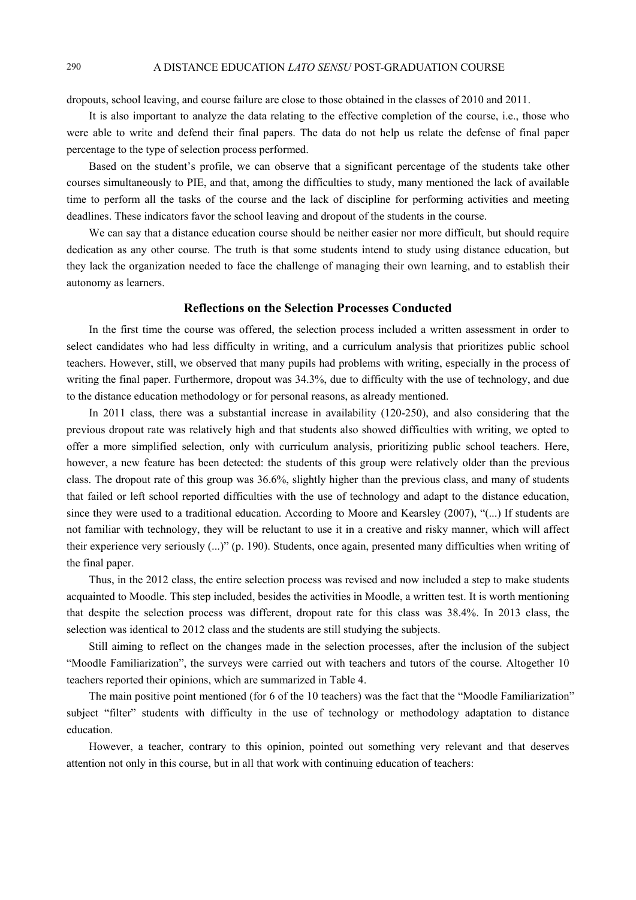dropouts, school leaving, and course failure are close to those obtained in the classes of 2010 and 2011.

It is also important to analyze the data relating to the effective completion of the course, i.e., those who were able to write and defend their final papers. The data do not help us relate the defense of final paper percentage to the type of selection process performed.

Based on the student's profile, we can observe that a significant percentage of the students take other courses simultaneously to PIE, and that, among the difficulties to study, many mentioned the lack of available time to perform all the tasks of the course and the lack of discipline for performing activities and meeting deadlines. These indicators favor the school leaving and dropout of the students in the course.

We can say that a distance education course should be neither easier nor more difficult, but should require dedication as any other course. The truth is that some students intend to study using distance education, but they lack the organization needed to face the challenge of managing their own learning, and to establish their autonomy as learners.

## Reflections on the Selection Processes Conducted

In the first time the course was offered, the selection process included a written assessment in order to select candidates who had less difficulty in writing, and a curriculum analysis that prioritizes public school teachers. However, still, we observed that many pupils had problems with writing, especially in the process of writing the final paper. Furthermore, dropout was 34.3%, due to difficulty with the use of technology, and due to the distance education methodology or for personal reasons, as already mentioned.

In 2011 class, there was a substantial increase in availability (120-250), and also considering that the previous dropout rate was relatively high and that students also showed difficulties with writing, we opted to offer a more simplified selection, only with curriculum analysis, prioritizing public school teachers. Here, however, a new feature has been detected: the students of this group were relatively older than the previous class. The dropout rate of this group was 36.6%, slightly higher than the previous class, and many of students that failed or left school reported difficulties with the use of technology and adapt to the distance education, since they were used to a traditional education. According to Moore and Kearsley (2007), "(...) If students are not familiar with technology, they will be reluctant to use it in a creative and risky manner, which will affect their experience very seriously (...)" (p. 190). Students, once again, presented many difficulties when writing of the final paper.

Thus, in the 2012 class, the entire selection process was revised and now included a step to make students acquainted to Moodle. This step included, besides the activities in Moodle, a written test. It is worth mentioning that despite the selection process was different, dropout rate for this class was 38.4%. In 2013 class, the selection was identical to 2012 class and the students are still studying the subjects.

Still aiming to reflect on the changes made in the selection processes, after the inclusion of the subject "Moodle Familiarization", the surveys were carried out with teachers and tutors of the course. Altogether 10 teachers reported their opinions, which are summarized in Table 4.

The main positive point mentioned (for 6 of the 10 teachers) was the fact that the "Moodle Familiarization" subject "filter" students with difficulty in the use of technology or methodology adaptation to distance education.

However, a teacher, contrary to this opinion, pointed out something very relevant and that deserves attention not only in this course, but in all that work with continuing education of teachers: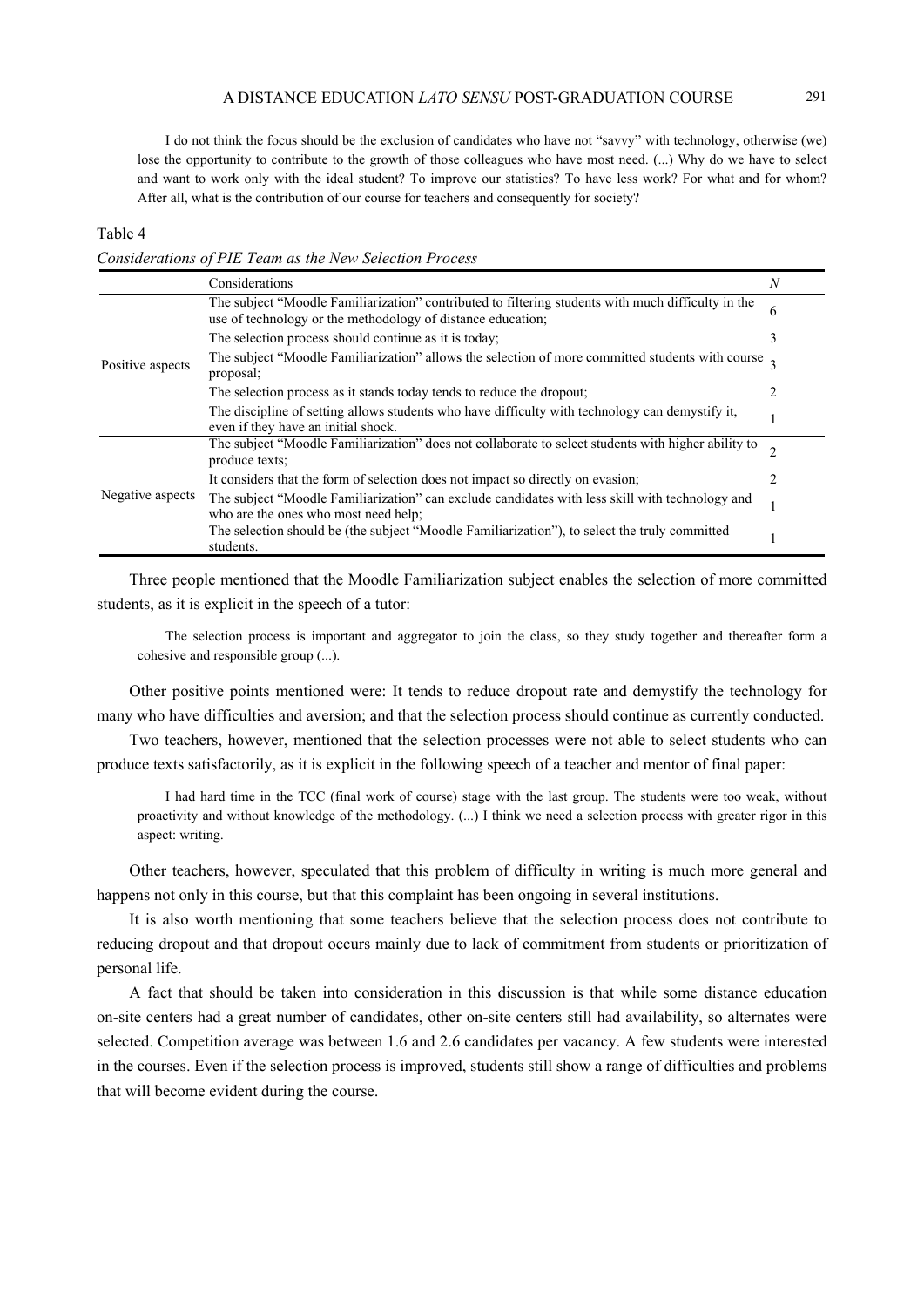> I do not think the focus should be the exclusion of candidates who have not "savvy" with technology, otherwise (we) lose the opportunity to contribute to the growth of those colleagues who have most need. (...) Why do we have to select and want to work only with the ideal student? To improve our statistics? To have less work? For what and for whom? After all, what is the contribution of our course for teachers and consequently for society?

Table 4

*Considerations of PIE Team as the New Selection Process*

| | Considerations | *N* |
|---|---|---|
| Positive aspects | The subject "Moodle Familiarization" contributed to filtering students with much difficulty in the use of technology or the methodology of distance education; | 6 |
| | The selection process should continue as it is today; | 3 |
| | The subject "Moodle Familiarization" allows the selection of more committed students with course proposal; | 3 |
| | The selection process as it stands today tends to reduce the dropout; | 2 |
| | The discipline of setting allows students who have difficulty with technology can demystify it, even if they have an initial shock. | 1 |
| Negative aspects | The subject "Moodle Familiarization" does not collaborate to select students with higher ability to produce texts; | 2 |
| | It considers that the form of selection does not impact so directly on evasion; | 2 |
| | The subject "Moodle Familiarization" can exclude candidates with less skill with technology and who are the ones who most need help; | 1 |
| | The selection should be (the subject "Moodle Familiarization"), to select the truly committed students. | 1 |

Three people mentioned that the Moodle Familiarization subject enables the selection of more committed students, as it is explicit in the speech of a tutor:

> The selection process is important and aggregator to join the class, so they study together and thereafter form a cohesive and responsible group (...).

Other positive points mentioned were: It tends to reduce dropout rate and demystify the technology for many who have difficulties and aversion; and that the selection process should continue as currently conducted.

Two teachers, however, mentioned that the selection processes were not able to select students who can produce texts satisfactorily, as it is explicit in the following speech of a teacher and mentor of final paper:

> I had hard time in the TCC (final work of course) stage with the last group. The students were too weak, without proactivity and without knowledge of the methodology. (...) I think we need a selection process with greater rigor in this aspect: writing.

Other teachers, however, speculated that this problem of difficulty in writing is much more general and happens not only in this course, but that this complaint has been ongoing in several institutions.

It is also worth mentioning that some teachers believe that the selection process does not contribute to reducing dropout and that dropout occurs mainly due to lack of commitment from students or prioritization of personal life.

A fact that should be taken into consideration in this discussion is that while some distance education on-site centers had a great number of candidates, other on-site centers still had availability, so alternates were selected. Competition average was between 1.6 and 2.6 candidates per vacancy. A few students were interested in the courses. Even if the selection process is improved, students still show a range of difficulties and problems that will become evident during the course.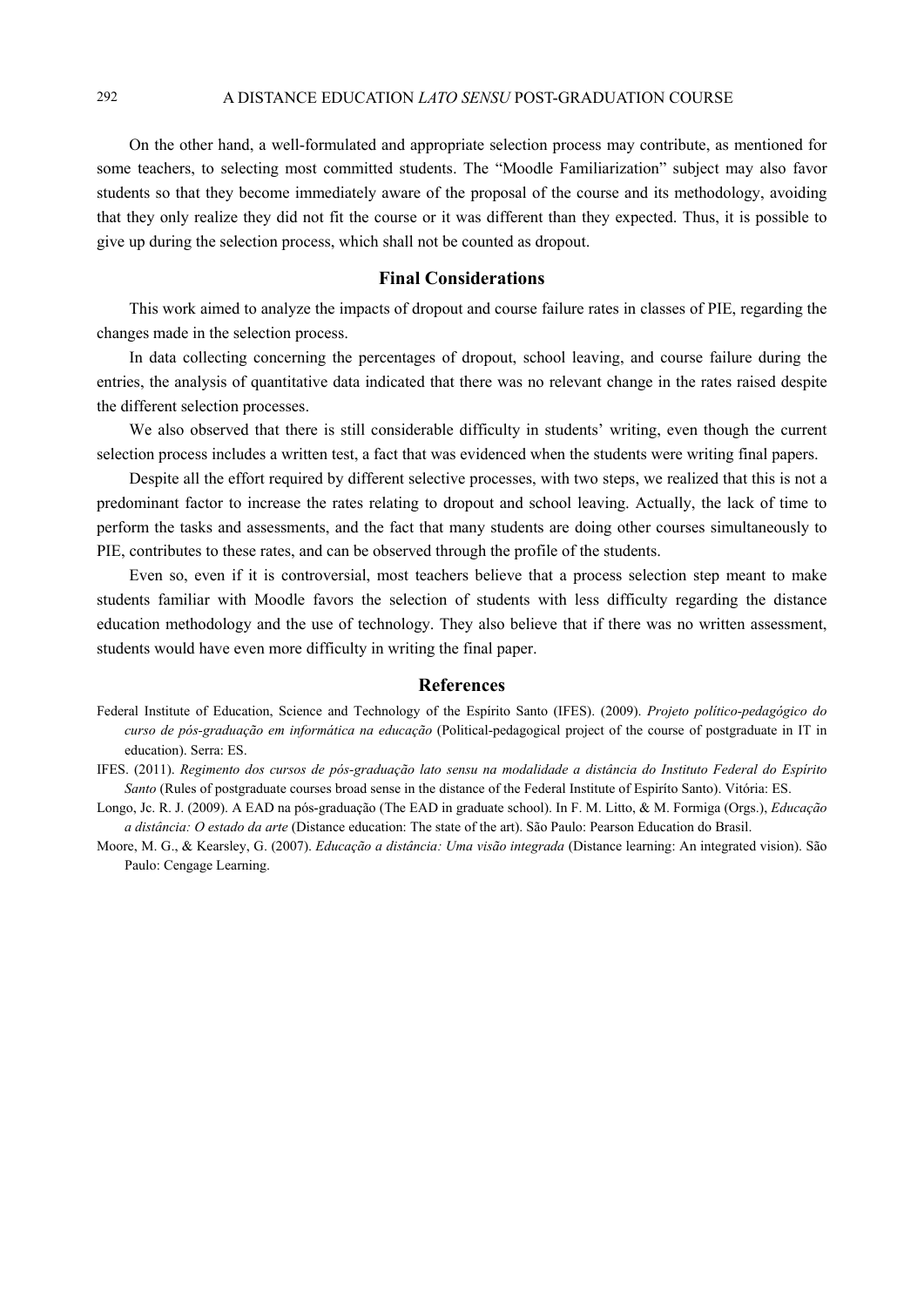On the other hand, a well-formulated and appropriate selection process may contribute, as mentioned for some teachers, to selecting most committed students. The "Moodle Familiarization" subject may also favor students so that they become immediately aware of the proposal of the course and its methodology, avoiding that they only realize they did not fit the course or it was different than they expected. Thus, it is possible to give up during the selection process, which shall not be counted as dropout.

## Final Considerations

This work aimed to analyze the impacts of dropout and course failure rates in classes of PIE, regarding the changes made in the selection process.

In data collecting concerning the percentages of dropout, school leaving, and course failure during the entries, the analysis of quantitative data indicated that there was no relevant change in the rates raised despite the different selection processes.

We also observed that there is still considerable difficulty in students' writing, even though the current selection process includes a written test, a fact that was evidenced when the students were writing final papers.

Despite all the effort required by different selective processes, with two steps, we realized that this is not a predominant factor to increase the rates relating to dropout and school leaving. Actually, the lack of time to perform the tasks and assessments, and the fact that many students are doing other courses simultaneously to PIE, contributes to these rates, and can be observed through the profile of the students.

Even so, even if it is controversial, most teachers believe that a process selection step meant to make students familiar with Moodle favors the selection of students with less difficulty regarding the distance education methodology and the use of technology. They also believe that if there was no written assessment, students would have even more difficulty in writing the final paper.

## References

Federal Institute of Education, Science and Technology of the Espírito Santo (IFES). (2009). *Projeto político-pedagógico do curso de pós-graduação em informática na educação* (Political-pedagogical project of the course of postgraduate in IT in education). Serra: ES.

IFES. (2011). *Regimento dos cursos de pós-graduação lato sensu na modalidade a distância do Instituto Federal do Espírito Santo* (Rules of postgraduate courses broad sense in the distance of the Federal Institute of Espiríto Santo). Vitória: ES.

Longo, Jc. R. J. (2009). A EAD na pós-graduação (The EAD in graduate school). In F. M. Litto, & M. Formiga (Orgs.), *Educação a distância: O estado da arte* (Distance education: The state of the art). São Paulo: Pearson Education do Brasil.

Moore, M. G., & Kearsley, G. (2007). *Educação a distância: Uma visão integrada* (Distance learning: An integrated vision). São Paulo: Cengage Learning.